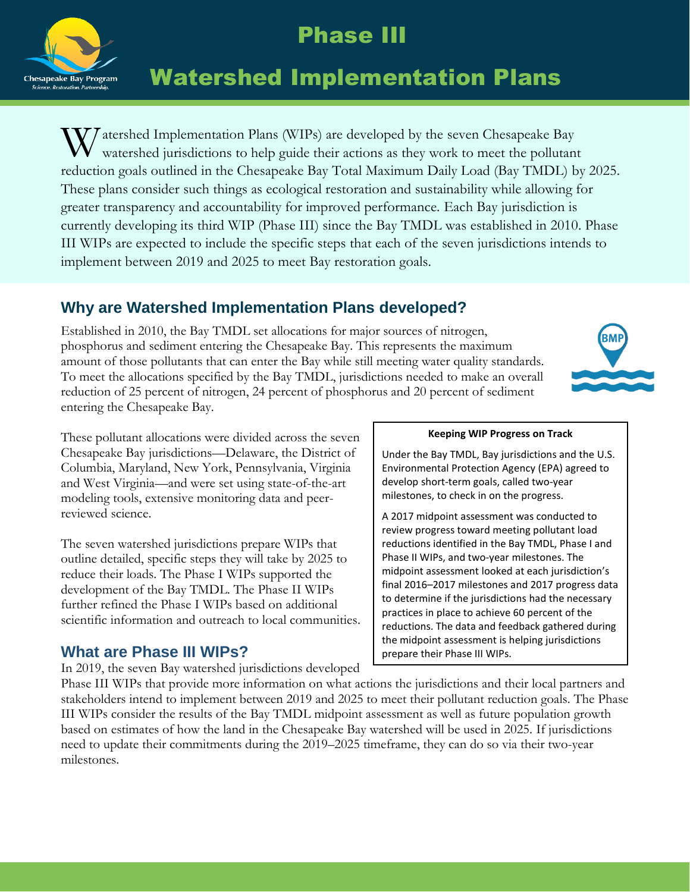# Phase III

# Watershed Implementation Plans

Watershed Implementation Plans (WIPs) are developed by the seven Chesapeake Bay watershed jurisdictions to help guide their actions as they work to meet the pollutant reduction goals outlined in the Chesapeake Bay Total Maximum Daily Load (Bay TMDL) by 2025. These plans consider such things as ecological restoration and sustainability while allowing for greater transparency and accountability for improved performance. Each Bay jurisdiction is currently developing its third WIP (Phase III) since the Bay TMDL was established in 2010. Phase III WIPs are expected to include the specific steps that each of the seven jurisdictions intends to implement between 2019 and 2025 to meet Bay restoration goals.

## Why are Watershed Implementation Plans developed?

Established in 2010, the Bay TMDL set allocations for major sources of nitrogen, phosphorus and sediment entering the Chesapeake Bay. This represents the maximum amount of those pollutants that can enter the Bay while still meeting water quality standards. To meet the allocations specified by the Bay TMDL, jurisdictions needed to make an overall reduction of 25 percent of nitrogen, 24 percent of phosphorus and 20 percent of sediment entering the Chesapeake Bay.

These pollutant allocations were divided across the seven Chesapeake Bay jurisdictions—Delaware, the District of Columbia, Maryland, New York, Pennsylvania, Virginia and West Virginia—and were set using state-of-the-art modeling tools, extensive monitoring data and peer-reviewed science.

The seven watershed jurisdictions prepare WIPs that outline detailed, specific steps they will take by 2025 to reduce their loads. The Phase I WIPs supported the development of the Bay TMDL. The Phase II WIPs further refined the Phase I WIPs based on additional scientific information and outreach to local communities.

**Keeping WIP Progress on Track**

Under the Bay TMDL, Bay jurisdictions and the U.S. Environmental Protection Agency (EPA) agreed to develop short-term goals, called two-year milestones, to check in on the progress.

A 2017 midpoint assessment was conducted to review progress toward meeting pollutant load reductions identified in the Bay TMDL, Phase I and Phase II WIPs, and two-year milestones. The midpoint assessment looked at each jurisdiction's final 2016–2017 milestones and 2017 progress data to determine if the jurisdictions had the necessary practices in place to achieve 60 percent of the reductions. The data and feedback gathered during the midpoint assessment is helping jurisdictions prepare their Phase III WIPs.

## What are Phase III WIPs?

In 2019, the seven Bay watershed jurisdictions developed Phase III WIPs that provide more information on what actions the jurisdictions and their local partners and stakeholders intend to implement between 2019 and 2025 to meet their pollutant reduction goals. The Phase III WIPs consider the results of the Bay TMDL midpoint assessment as well as future population growth based on estimates of how the land in the Chesapeake Bay watershed will be used in 2025. If jurisdictions need to update their commitments during the 2019–2025 timeframe, they can do so via their two-year milestones.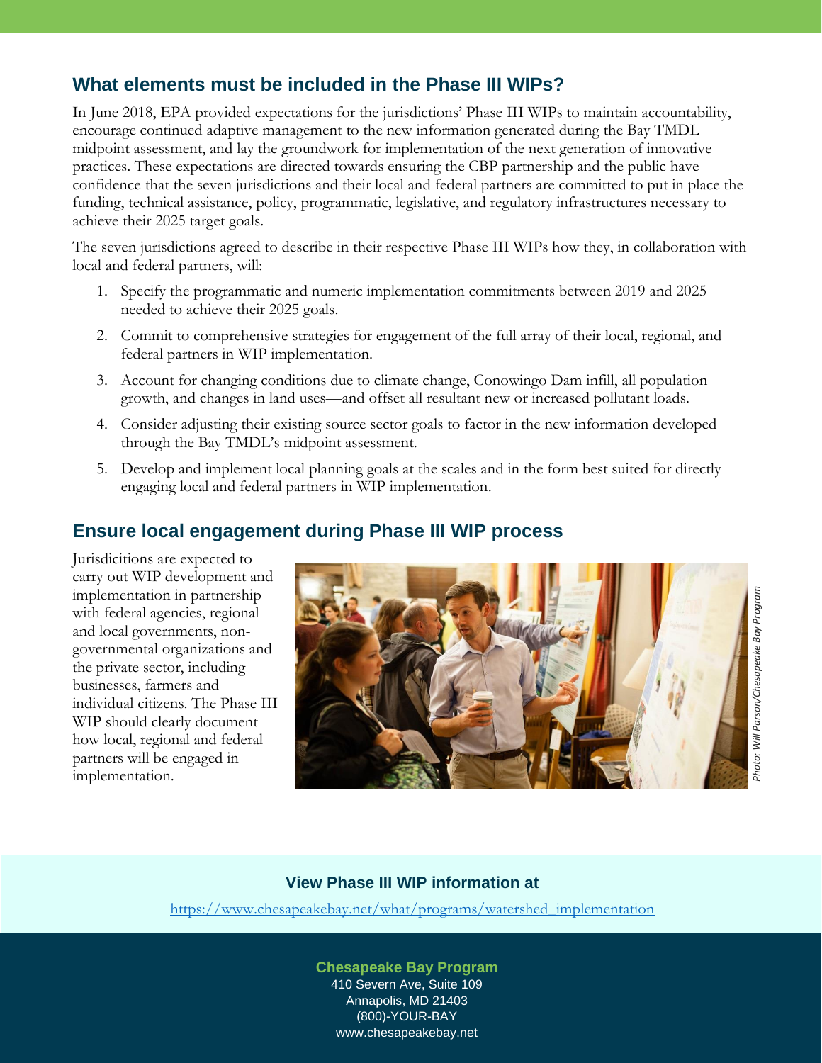## What elements must be included in the Phase III WIPs?

In June 2018, EPA provided expectations for the jurisdictions' Phase III WIPs to maintain accountability, encourage continued adaptive management to the new information generated during the Bay TMDL midpoint assessment, and lay the groundwork for implementation of the next generation of innovative practices. These expectations are directed towards ensuring the CBP partnership and the public have confidence that the seven jurisdictions and their local and federal partners are committed to put in place the funding, technical assistance, policy, programmatic, legislative, and regulatory infrastructures necessary to achieve their 2025 target goals.

The seven jurisdictions agreed to describe in their respective Phase III WIPs how they, in collaboration with local and federal partners, will:

1. Specify the programmatic and numeric implementation commitments between 2019 and 2025 needed to achieve their 2025 goals.
2. Commit to comprehensive strategies for engagement of the full array of their local, regional, and federal partners in WIP implementation.
3. Account for changing conditions due to climate change, Conowingo Dam infill, all population growth, and changes in land uses—and offset all resultant new or increased pollutant loads.
4. Consider adjusting their existing source sector goals to factor in the new information developed through the Bay TMDL's midpoint assessment.
5. Develop and implement local planning goals at the scales and in the form best suited for directly engaging local and federal partners in WIP implementation.

## Ensure local engagement during Phase III WIP process

Jurisdicitions are expected to carry out WIP development and implementation in partnership with federal agencies, regional and local governments, non-governmental organizations and the private sector, including businesses, farmers and individual citizens. The Phase III WIP should clearly document how local, regional and federal partners will be engaged in implementation.

*Photo: Will Parson/Chesapeake Bay Program*

**View Phase III WIP information at**

https://www.chesapeakebay.net/what/programs/watershed_implementation

**Chesapeake Bay Program**
410 Severn Ave, Suite 109
Annapolis, MD 21403
(800)-YOUR-BAY
www.chesapeakebay.net